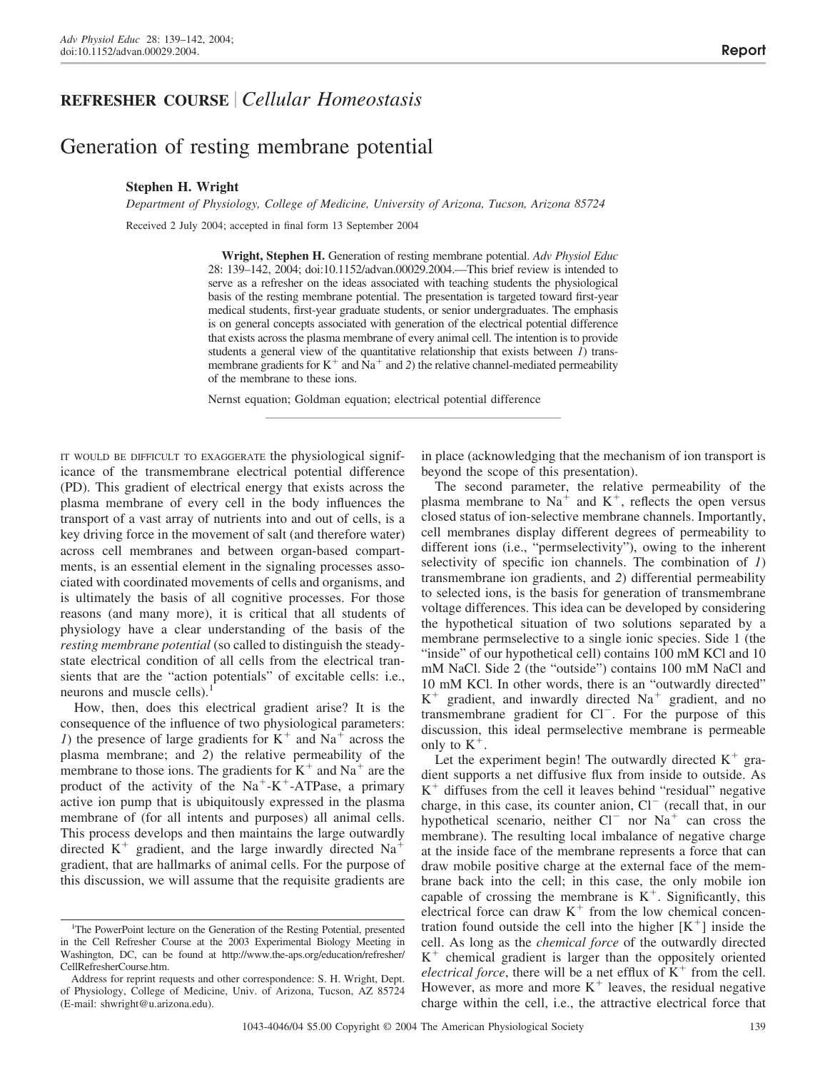**REFRESHER COURSE** | *Cellular Homeostasis*

# Generation of resting membrane potential

**Stephen H. Wright**

*Department of Physiology, College of Medicine, University of Arizona, Tucson, Arizona 85724*

Received 2 July 2004; accepted in final form 13 September 2004

**Wright, Stephen H.** Generation of resting membrane potential. *Adv Physiol Educ* 28: 139–142, 2004; doi:10.1152/advan.00029.2004.—This brief review is intended to serve as a refresher on the ideas associated with teaching students the physiological basis of the resting membrane potential. The presentation is targeted toward first-year medical students, first-year graduate students, or senior undergraduates. The emphasis is on general concepts associated with generation of the electrical potential difference that exists across the plasma membrane of every animal cell. The intention is to provide students a general view of the quantitative relationship that exists between *1*) transmembrane gradients for $K^+$ and $Na^+$ and *2*) the relative channel-mediated permeability of the membrane to these ions.

Nernst equation; Goldman equation; electrical potential difference

---

IT WOULD BE DIFFICULT TO EXAGGERATE the physiological significance of the transmembrane electrical potential difference (PD). This gradient of electrical energy that exists across the plasma membrane of every cell in the body influences the transport of a vast array of nutrients into and out of cells, is a key driving force in the movement of salt (and therefore water) across cell membranes and between organ-based compartments, is an essential element in the signaling processes associated with coordinated movements of cells and organisms, and is ultimately the basis of all cognitive processes. For those reasons (and many more), it is critical that all students of physiology have a clear understanding of the basis of the *resting membrane potential* (so called to distinguish the steady-state electrical condition of all cells from the electrical transients that are the "action potentials" of excitable cells: i.e., neurons and muscle cells).[1]

How, then, does this electrical gradient arise? It is the consequence of the influence of two physiological parameters: *1*) the presence of large gradients for $K^+$ and $Na^+$ across the plasma membrane; and *2*) the relative permeability of the membrane to those ions. The gradients for $K^+$ and $Na^+$ are the product of the activity of the $Na^+$-$K^+$-ATPase, a primary active ion pump that is ubiquitously expressed in the plasma membrane of (for all intents and purposes) all animal cells. This process develops and then maintains the large outwardly directed $K^+$ gradient, and the large inwardly directed $Na^+$ gradient, that are hallmarks of animal cells. For the purpose of this discussion, we will assume that the requisite gradients are in place (acknowledging that the mechanism of ion transport is beyond the scope of this presentation).

The second parameter, the relative permeability of the plasma membrane to $Na^+$ and $K^+$, reflects the open versus closed status of ion-selective membrane channels. Importantly, cell membranes display different degrees of permeability to different ions (i.e., "permselectivity"), owing to the inherent selectivity of specific ion channels. The combination of *1*) transmembrane ion gradients, and *2*) differential permeability to selected ions, is the basis for generation of transmembrane voltage differences. This idea can be developed by considering the hypothetical situation of two solutions separated by a membrane permselective to a single ionic species. Side 1 (the "inside" of our hypothetical cell) contains 100 mM KCl and 10 mM NaCl. Side 2 (the "outside") contains 100 mM NaCl and 10 mM KCl. In other words, there is an "outwardly directed" $K^+$ gradient, and inwardly directed $Na^+$ gradient, and no transmembrane gradient for $Cl^-$. For the purpose of this discussion, this ideal permselective membrane is permeable only to $K^+$.

Let the experiment begin! The outwardly directed $K^+$ gradient supports a net diffusive flux from inside to outside. As $K^+$ diffuses from the cell it leaves behind "residual" negative charge, in this case, its counter anion, $Cl^-$ (recall that, in our hypothetical scenario, neither $Cl^-$ nor $Na^+$ can cross the membrane). The resulting local imbalance of negative charge at the inside face of the membrane represents a force that can draw mobile positive charge at the external face of the membrane back into the cell; in this case, the only mobile ion capable of crossing the membrane is $K^+$. Significantly, this electrical force can draw $K^+$ from the low chemical concentration found outside the cell into the higher $[K^+]$ inside the cell. As long as the *chemical force* of the outwardly directed $K^+$ chemical gradient is larger than the oppositely oriented *electrical force*, there will be a net efflux of $K^+$ from the cell. However, as more and more $K^+$ leaves, the residual negative charge within the cell, i.e., the attractive electrical force that

---

[1]The PowerPoint lecture on the Generation of the Resting Potential, presented in the Cell Refresher Course at the 2003 Experimental Biology Meeting in Washington, DC, can be found at http://www.the-aps.org/education/refresher/CellRefresherCourse.htm.

Address for reprint requests and other correspondence: S. H. Wright, Dept. of Physiology, College of Medicine, Univ. of Arizona, Tucson, AZ 85724 (E-mail: shwright@u.arizona.edu).

1043-4046/04 $5.00 Copyright © 2004 The American Physiological Society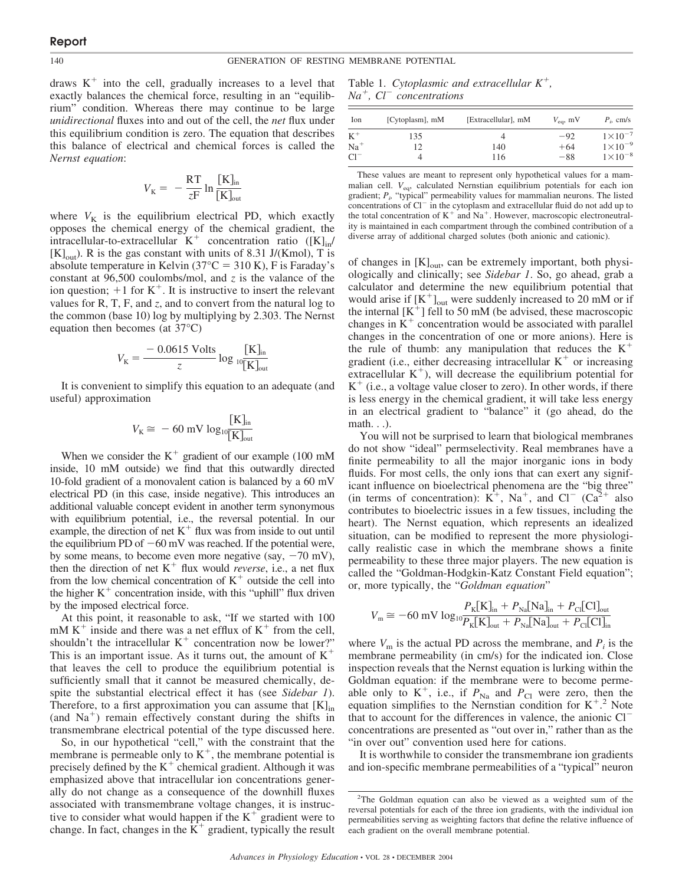draws $K^+$ into the cell, gradually increases to a level that exactly balances the chemical force, resulting in an "equilibrium" condition. Whereas there may continue to be large *unidirectional* fluxes into and out of the cell, the *net* flux under this equilibrium condition is zero. The equation that describes this balance of electrical and chemical forces is called the *Nernst equation*:

$$V_K = -\frac{RT}{zF}\ln\frac{[K]_{in}}{[K]_{out}}$$

where $V_K$ is the equilibrium electrical PD, which exactly opposes the chemical energy of the chemical gradient, the intracellular-to-extracellular $K^+$ concentration ratio ($[K]_{in}/[K]_{out}$). R is the gas constant with units of 8.31 J/(Kmol), T is absolute temperature in Kelvin (37°C = 310 K), F is Faraday's constant at 96,500 coulombs/mol, and $z$ is the valance of the ion question; +1 for $K^+$. It is instructive to insert the relevant values for R, T, F, and $z$, and to convert from the natural log to the common (base 10) log by multiplying by 2.303. The Nernst equation then becomes (at 37°C)

$$V_K = \frac{-0.0615\text{ Volts}}{z}\log_{10}\frac{[K]_{in}}{[K]_{out}}$$

It is convenient to simplify this equation to an adequate (and useful) approximation

$$V_K \cong -60\text{ mV}\log_{10}\frac{[K]_{in}}{[K]_{out}}$$

When we consider the $K^+$ gradient of our example (100 mM inside, 10 mM outside) we find that this outwardly directed 10-fold gradient of a monovalent cation is balanced by a 60 mV electrical PD (in this case, inside negative). This introduces an additional valuable concept evident in another term synonymous with equilibrium potential, i.e., the reversal potential. In our example, the direction of net $K^+$ flux was from inside to out until the equilibrium PD of −60 mV was reached. If the potential were, by some means, to become even more negative (say, −70 mV), then the direction of net $K^+$ flux would *reverse*, i.e., a net flux from the low chemical concentration of $K^+$ outside the cell into the higher $K^+$ concentration inside, with this "uphill" flux driven by the imposed electrical force.

At this point, it reasonable to ask, "If we started with 100 mM $K^+$ inside and there was a net efflux of $K^+$ from the cell, shouldn't the intracellular $K^+$ concentration now be lower?" This is an important issue. As it turns out, the amount of $K^+$ that leaves the cell to produce the equilibrium potential is sufficiently small that it cannot be measured chemically, despite the substantial electrical effect it has (see *Sidebar 1*). Therefore, to a first approximation you can assume that $[K]_{in}$ (and $Na^+$) remain effectively constant during the shifts in transmembrane electrical potential of the type discussed here.

So, in our hypothetical "cell," with the constraint that the membrane is permeable only to $K^+$, the membrane potential is precisely defined by the $K^+$ chemical gradient. Although it was emphasized above that intracellular ion concentrations generally do not change as a consequence of the downhill fluxes associated with transmembrane voltage changes, it is instructive to consider what would happen if the $K^+$ gradient were to change. In fact, changes in the $K^+$ gradient, typically the result of changes in $[K]_{out}$, can be extremely important, both physiologically and clinically; see *Sidebar 1*. So, go ahead, grab a calculator and determine the new equilibrium potential that would arise if $[K^+]_{out}$ were suddenly increased to 20 mM or if the internal $[K^+]$ fell to 50 mM (be advised, these macroscopic changes in $K^+$ concentration would be associated with parallel changes in the concentration of one or more anions). Here is the rule of thumb: any manipulation that reduces the $K^+$ gradient (i.e., either decreasing intracellular $K^+$ or increasing extracellular $K^+$), will decrease the equilibrium potential for $K^+$ (i.e., a voltage value closer to zero). In other words, if there is less energy in the chemical gradient, it will take less energy in an electrical gradient to "balance" it (go ahead, do the math. . .).

Table 1. *Cytoplasmic and extracellular $K^+$, $Na^+$, $Cl^-$ concentrations*

| Ion | [Cytoplasm], mM | [Extracellular], mM | $V_{eq}$, mV | $P_i$, cm/s |
|---|---|---|---|---|
| $K^+$ | 135 | 4 | −92 | $1\times10^{-7}$ |
| $Na^+$ | 12 | 140 | +64 | $1\times10^{-9}$ |
| $Cl^-$ | 4 | 116 | −88 | $1\times10^{-8}$ |

These values are meant to represent only hypothetical values for a mammalian cell. $V_{eq}$, calculated Nernstian equilibrium potentials for each ion gradient; $P_i$, "typical" permeability values for mammalian neurons. The listed concentrations of $Cl^-$ in the cytoplasm and extracellular fluid do not add up to the total concentration of $K^+$ and $Na^+$. However, macroscopic electroneutrality is maintained in each compartment through the combined contribution of a diverse array of additional charged solutes (both anionic and cationic).

You will not be surprised to learn that biological membranes do not show "ideal" permselectivity. Real membranes have a finite permeability to all the major inorganic ions in body fluids. For most cells, the only ions that can exert any significant influence on bioelectrical phenomena are the "big three" (in terms of concentration): $K^+$, $Na^+$, and $Cl^-$ ($Ca^{2+}$ also contributes to bioelectric issues in a few tissues, including the heart). The Nernst equation, which represents an idealized situation, can be modified to represent the more physiologically realistic case in which the membrane shows a finite permeability to these three major players. The new equation is called the "Goldman-Hodgkin-Katz Constant Field equation"; or, more typically, the "*Goldman equation*"

$$V_m \cong -60\text{ mV}\log_{10}\frac{P_K[K]_{in} + P_{Na}[Na]_{in} + P_{Cl}[Cl]_{out}}{P_K[K]_{out} + P_{Na}[Na]_{out} + P_{Cl}[Cl]_{in}}$$

where $V_m$ is the actual PD across the membrane, and $P_i$ is the membrane permeability (in cm/s) for the indicated ion. Close inspection reveals that the Nernst equation is lurking within the Goldman equation: if the membrane were to become permeable only to $K^+$, i.e., if $P_{Na}$ and $P_{Cl}$ were zero, then the equation simplifies to the Nernstian condition for $K^+$.[2] Note that to account for the differences in valence, the anionic $Cl^-$ concentrations are presented as "out over in," rather than as the "in over out" convention used here for cations.

It is worthwhile to consider the transmembrane ion gradients and ion-specific membrane permeabilities of a "typical" neuron

[2]The Goldman equation can also be viewed as a weighted sum of the reversal potentials for each of the three ion gradients, with the individual ion permeabilities serving as weighting factors that define the relative influence of each gradient on the overall membrane potential.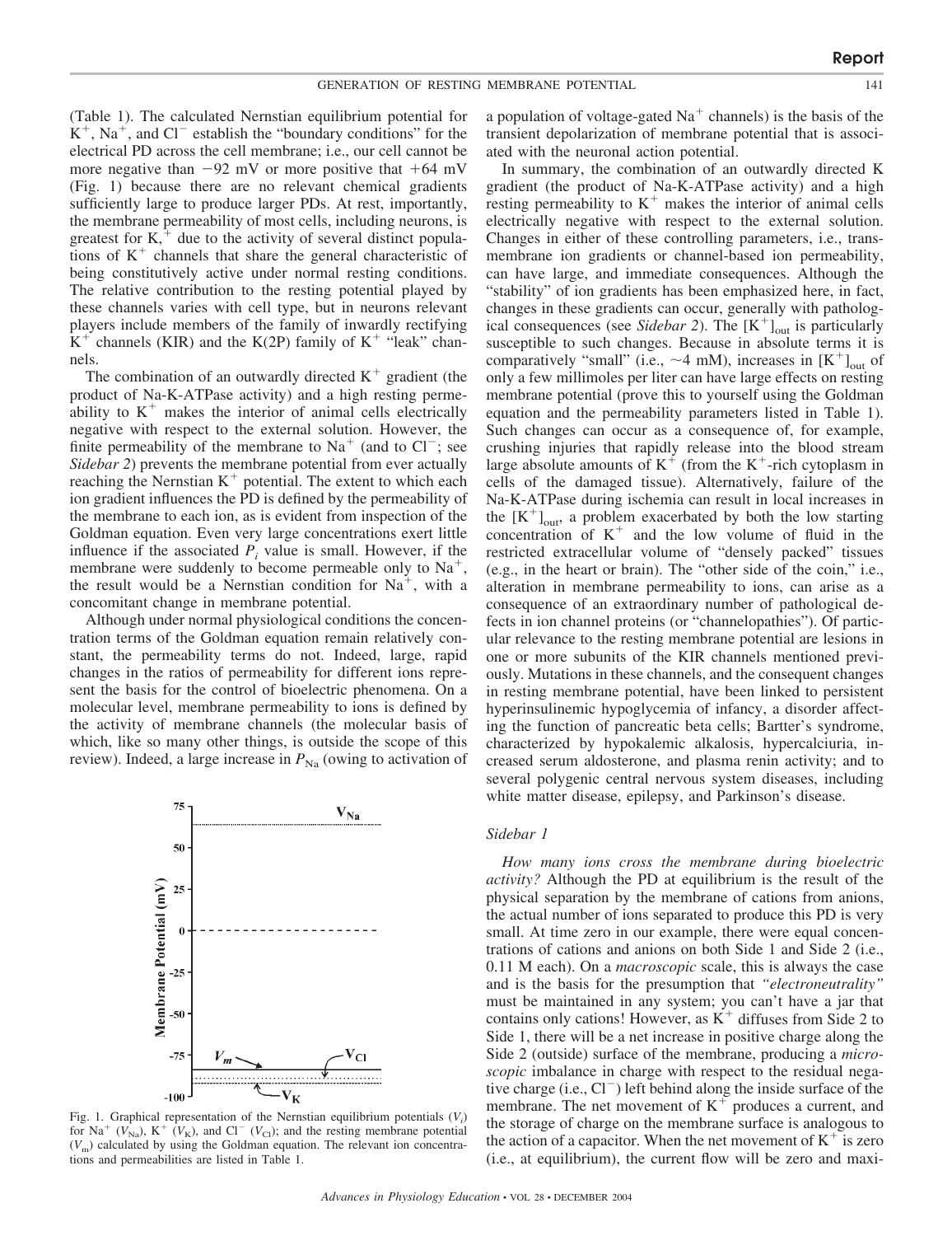(Table 1). The calculated Nernstian equilibrium potential for $K^+$, $Na^+$, and $Cl^-$ establish the "boundary conditions" for the electrical PD across the cell membrane; i.e., our cell cannot be more negative than −92 mV or more positive that +64 mV (Fig. 1) because there are no relevant chemical gradients sufficiently large to produce larger PDs. At rest, importantly, the membrane permeability of most cells, including neurons, is greatest for $K^+$ due to the activity of several distinct populations of $K^+$ channels that share the general characteristic of being constitutively active under normal resting conditions. The relative contribution to the resting potential played by these channels varies with cell type, but in neurons relevant players include members of the family of inwardly rectifying $K^+$ channels (KIR) and the K(2P) family of $K^+$ "leak" channels.

The combination of an outwardly directed $K^+$ gradient (the product of Na-K-ATPase activity) and a high resting permeability to $K^+$ makes the interior of animal cells electrically negative with respect to the external solution. However, the finite permeability of the membrane to $Na^+$ (and to $Cl^-$; see *Sidebar 2*) prevents the membrane potential from ever actually reaching the Nernstian $K^+$ potential. The extent to which each ion gradient influences the PD is defined by the permeability of the membrane to each ion, as is evident from inspection of the Goldman equation. Even very large concentrations exert little influence if the associated $P_i$ value is small. However, if the membrane were suddenly to become permeable only to $Na^+$, the result would be a Nernstian condition for $Na^+$, with a concomitant change in membrane potential.

Although under normal physiological conditions the concentration terms of the Goldman equation remain relatively constant, the permeability terms do not. Indeed, large, rapid changes in the ratios of permeability for different ions represent the basis for the control of bioelectric phenomena. On a molecular level, membrane permeability to ions is defined by the activity of membrane channels (the molecular basis of which, like so many other things, is outside the scope of this review). Indeed, a large increase in $P_{Na}$ (owing to activation of a population of voltage-gated $Na^+$ channels) is the basis of the transient depolarization of membrane potential that is associated with the neuronal action potential.

Fig. 1. Graphical representation of the Nernstian equilibrium potentials ($V_i$) for $Na^+$ ($V_{Na}$), $K^+$ ($V_K$), and $Cl^-$ ($V_{Cl}$); and the resting membrane potential ($V_m$) calculated by using the Goldman equation. The relevant ion concentrations and permeabilities are listed in Table 1.

In summary, the combination of an outwardly directed K gradient (the product of Na-K-ATPase activity) and a high resting permeability to $K^+$ makes the interior of animal cells electrically negative with respect to the external solution. Changes in either of these controlling parameters, i.e., transmembrane ion gradients or channel-based ion permeability, can have large, and immediate consequences. Although the "stability" of ion gradients has been emphasized here, in fact, changes in these gradients can occur, generally with pathological consequences (see *Sidebar 2*). The $[K^+]_{out}$ is particularly susceptible to such changes. Because in absolute terms it is comparatively "small" (i.e., ~4 mM), increases in $[K^+]_{out}$ of only a few millimoles per liter can have large effects on resting membrane potential (prove this to yourself using the Goldman equation and the permeability parameters listed in Table 1). Such changes can occur as a consequence of, for example, crushing injuries that rapidly release into the blood stream large absolute amounts of $K^+$ (from the $K^+$-rich cytoplasm in cells of the damaged tissue). Alternatively, failure of the Na-K-ATPase during ischemia can result in local increases in the $[K^+]_{out}$, a problem exacerbated by both the low starting concentration of $K^+$ and the low volume of fluid in the restricted extracellular volume of "densely packed" tissues (e.g., in the heart or brain). The "other side of the coin," i.e., alteration in membrane permeability to ions, can arise as a consequence of an extraordinary number of pathological defects in ion channel proteins (or "channelopathies"). Of particular relevance to the resting membrane potential are lesions in one or more subunits of the KIR channels mentioned previously. Mutations in these channels, and the consequent changes in resting membrane potential, have been linked to persistent hyperinsulinemic hypoglycemia of infancy, a disorder affecting the function of pancreatic beta cells; Bartter's syndrome, characterized by hypokalemic alkalosis, hypercalciuria, increased serum aldosterone, and plasma renin activity; and to several polygenic central nervous system diseases, including white matter disease, epilepsy, and Parkinson's disease.

### Sidebar 1

*How many ions cross the membrane during bioelectric activity?* Although the PD at equilibrium is the result of the physical separation by the membrane of cations from anions, the actual number of ions separated to produce this PD is very small. At time zero in our example, there were equal concentrations of cations and anions on both Side 1 and Side 2 (i.e., 0.11 M each). On a *macroscopic* scale, this is always the case and is the basis for the presumption that *"electroneutrality"* must be maintained in any system; you can't have a jar that contains only cations! However, as $K^+$ diffuses from Side 2 to Side 1, there will be a net increase in positive charge along the Side 2 (outside) surface of the membrane, producing a *microscopic* imbalance in charge with respect to the residual negative charge (i.e., $Cl^-$) left behind along the inside surface of the membrane. The net movement of $K^+$ produces a current, and the storage of charge on the membrane surface is analogous to the action of a capacitor. When the net movement of $K^+$ is zero (i.e., at equilibrium), the current flow will be zero and maxi-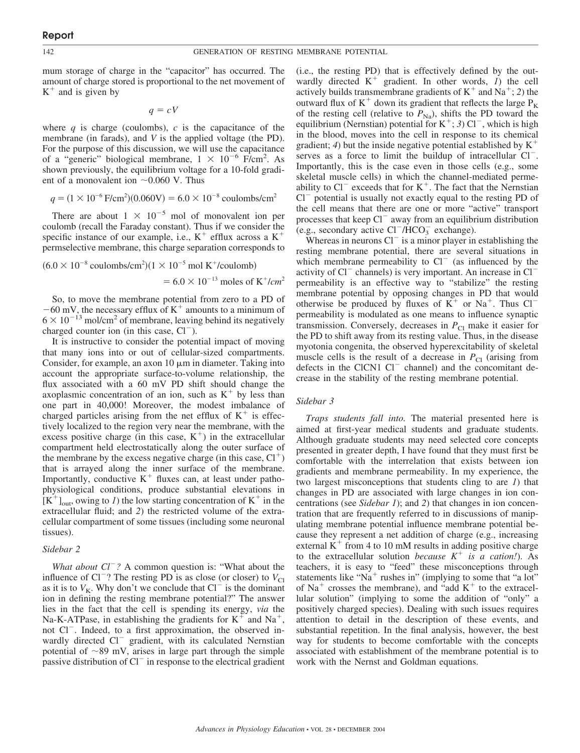mum storage of charge in the "capacitor" has occurred. The amount of charge stored is proportional to the net movement of $K^+$ and is given by

$$q = cV$$

where $q$ is charge (coulombs), $c$ is the capacitance of the membrane (in farads), and $V$ is the applied voltage (the PD). For the purpose of this discussion, we will use the capacitance of a "generic" biological membrane, $1 \times 10^{-6}$ F/cm². As shown previously, the equilibrium voltage for a 10-fold gradient of a monovalent ion ~0.060 V. Thus

$$q = (1 \times 10^{-6}\ \text{F/cm}^2)(0.060\text{V}) = 6.0 \times 10^{-8}\ \text{coulombs/cm}^2$$

There are about $1 \times 10^{-5}$ mol of monovalent ion per coulomb (recall the Faraday constant). Thus if we consider the specific instance of our example, i.e., $K^+$ efflux across a $K^+$ permselective membrane, this charge separation corresponds to

$$(6.0 \times 10^{-8}\ \text{coulombs/cm}^2)(1 \times 10^{-5}\ \text{mol K}^+/\text{coulomb}) = 6.0 \times 10^{-13}\ \text{moles of K}^+/cm^2$$

So, to move the membrane potential from zero to a PD of −60 mV, the necessary efflux of $K^+$ amounts to a minimum of $6 \times 10^{-13}$ mol/cm² of membrane, leaving behind its negatively charged counter ion (in this case, $Cl^-$).

It is instructive to consider the potential impact of moving that many ions into or out of cellular-sized compartments. Consider, for example, an axon 10 μm in diameter. Taking into account the appropriate surface-to-volume relationship, the flux associated with a 60 mV PD shift should change the axoplasmic concentration of an ion, such as $K^+$ by less than one part in 40,000! Moreover, the modest imbalance of charged particles arising from the net efflux of $K^+$ is effectively localized to the region very near the membrane, with the excess positive charge (in this case, $K^+$) in the extracellular compartment held electrostatically along the outer surface of the membrane by the excess negative charge (in this case, $Cl^+$) that is arrayed along the inner surface of the membrane. Importantly, conductive $K^+$ fluxes can, at least under pathophysiological conditions, produce substantial elevations in $[K^+]_{out}$, owing to *1*) the low starting concentration of $K^+$ in the extracellular fluid; and *2*) the restricted volume of the extracellular compartment of some tissues (including some neuronal tissues).

### *Sidebar 2*

*What about $Cl^-$?* A common question is: "What about the influence of $Cl^-$? The resting PD is as close (or closer) to $V_{Cl}$ as it is to $V_K$. Why don't we conclude that $Cl^-$ is the dominant ion in defining the resting membrane potential?" The answer lies in the fact that the cell is spending its energy, *via* the Na-K-ATPase, in establishing the gradients for $K^+$ and $Na^+$, not $Cl^-$. Indeed, to a first approximation, the observed inwardly directed $Cl^-$ gradient, with its calculated Nernstian potential of ~89 mV, arises in large part through the simple passive distribution of $Cl^-$ in response to the electrical gradient (i.e., the resting PD) that is effectively defined by the outwardly directed $K^+$ gradient. In other words, *1*) the cell actively builds transmembrane gradients of $K^+$ and $Na^+$; *2*) the outward flux of $K^+$ down its gradient that reflects the large $P_K$ of the resting cell (relative to $P_{Na}$), shifts the PD toward the equilibrium (Nernstian) potential for $K^+$; *3*) $Cl^-$, which is high in the blood, moves into the cell in response to its chemical gradient; *4*) but the inside negative potential established by $K^+$ serves as a force to limit the buildup of intracellular $Cl^-$. Importantly, this is the case even in those cells (e.g., some skeletal muscle cells) in which the channel-mediated permeability to $Cl^-$ exceeds that for $K^+$. The fact that the Nernstian $Cl^-$ potential is usually not exactly equal to the resting PD of the cell means that there are one or more "active" transport processes that keep $Cl^-$ away from an equilibrium distribution (e.g., secondary active $Cl^-/HCO_3^-$ exchange).

Whereas in neurons $Cl^-$ is a minor player in establishing the resting membrane potential, there are several situations in which membrane permeability to $Cl^-$ (as influenced by the activity of $Cl^-$ channels) is very important. An increase in $Cl^-$ permeability is an effective way to "stabilize" the resting membrane potential by opposing changes in PD that would otherwise be produced by fluxes of $K^+$ or $Na^+$. Thus $Cl^-$ permeability is modulated as one means to influence synaptic transmission. Conversely, decreases in $P_{Cl}$ make it easier for the PD to shift away from its resting value. Thus, in the disease myotonia congenita, the observed hyperexcitability of skeletal muscle cells is the result of a decrease in $P_{Cl}$ (arising from defects in the ClCN1 $Cl^-$ channel) and the concomitant decrease in the stability of the resting membrane potential.

### *Sidebar 3*

*Traps students fall into.* The material presented here is aimed at first-year medical students and graduate students. Although graduate students may need selected core concepts presented in greater depth, I have found that they must first be comfortable with the interrelation that exists between ion gradients and membrane permeability. In my experience, the two largest misconceptions that students cling to are *1*) that changes in PD are associated with large changes in ion concentrations (see *Sidebar 1*); and *2*) that changes in ion concentration that are frequently referred to in discussions of manipulating membrane potential influence membrane potential because they represent a net addition of charge (e.g., increasing external $K^+$ from 4 to 10 mM results in adding positive charge to the extracellular solution *because $K^+$ is a cation!*). As teachers, it is easy to "feed" these misconceptions through statements like "$Na^+$ rushes in" (implying to some that "a lot" of $Na^+$ crosses the membrane), and "add $K^+$ to the extracellular solution" (implying to some the addition of "only" a positively charged species). Dealing with such issues requires attention to detail in the description of these events, and substantial repetition. In the final analysis, however, the best way for students to become comfortable with the concepts associated with establishment of the membrane potential is to work with the Nernst and Goldman equations.